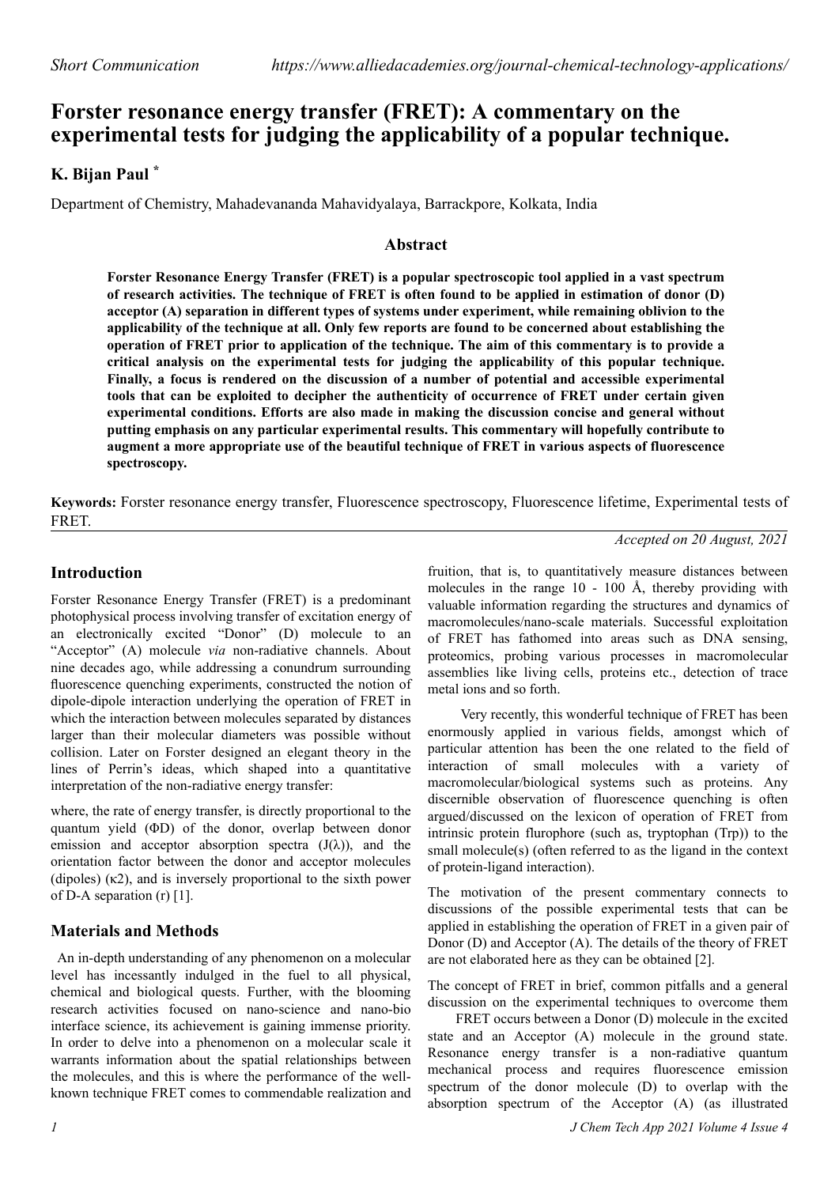Short Communication https://www.alliedacademies.org/journal-chemical-technology-applications/

# Forster resonance energy transfer (FRET): A commentary on the experimental tests for judging the applicability of a popular technique.

**K. Bijan Paul** *

Department of Chemistry, Mahadevananda Mahavidyalaya, Barrackpore, Kolkata, India

## Abstract

**Forster Resonance Energy Transfer (FRET) is a popular spectroscopic tool applied in a vast spectrum of research activities. The technique of FRET is often found to be applied in estimation of donor (D) acceptor (A) separation in different types of systems under experiment, while remaining oblivion to the applicability of the technique at all. Only few reports are found to be concerned about establishing the operation of FRET prior to application of the technique. The aim of this commentary is to provide a critical analysis on the experimental tests for judging the applicability of this popular technique. Finally, a focus is rendered on the discussion of a number of potential and accessible experimental tools that can be exploited to decipher the authenticity of occurrence of FRET under certain given experimental conditions. Efforts are also made in making the discussion concise and general without putting emphasis on any particular experimental results. This commentary will hopefully contribute to augment a more appropriate use of the beautiful technique of FRET in various aspects of fluorescence spectroscopy.**

**Keywords:** Forster resonance energy transfer, Fluorescence spectroscopy, Fluorescence lifetime, Experimental tests of FRET.

*Accepted on 20 August, 2021*

## Introduction

Forster Resonance Energy Transfer (FRET) is a predominant photophysical process involving transfer of excitation energy of an electronically excited "Donor" (D) molecule to an "Acceptor" (A) molecule *via* non-radiative channels. About nine decades ago, while addressing a conundrum surrounding fluorescence quenching experiments, constructed the notion of dipole-dipole interaction underlying the operation of FRET in which the interaction between molecules separated by distances larger than their molecular diameters was possible without collision. Later on Forster designed an elegant theory in the lines of Perrin's ideas, which shaped into a quantitative interpretation of the non-radiative energy transfer:

where, the rate of energy transfer, is directly proportional to the quantum yield (ΦD) of the donor, overlap between donor emission and acceptor absorption spectra (J(λ)), and the orientation factor between the donor and acceptor molecules (dipoles) (κ2), and is inversely proportional to the sixth power of D-A separation (r) [1].

## Materials and Methods

An in-depth understanding of any phenomenon on a molecular level has incessantly indulged in the fuel to all physical, chemical and biological quests. Further, with the blooming research activities focused on nano-science and nano-bio interface science, its achievement is gaining immense priority. In order to delve into a phenomenon on a molecular scale it warrants information about the spatial relationships between the molecules, and this is where the performance of the well-known technique FRET comes to commendable realization and fruition, that is, to quantitatively measure distances between molecules in the range 10 - 100 Å, thereby providing with valuable information regarding the structures and dynamics of macromolecules/nano-scale materials. Successful exploitation of FRET has fathomed into areas such as DNA sensing, proteomics, probing various processes in macromolecular assemblies like living cells, proteins etc., detection of trace metal ions and so forth.

Very recently, this wonderful technique of FRET has been enormously applied in various fields, amongst which of particular attention has been the one related to the field of interaction of small molecules with a variety of macromolecular/biological systems such as proteins. Any discernible observation of fluorescence quenching is often argued/discussed on the lexicon of operation of FRET from intrinsic protein flurophore (such as, tryptophan (Trp)) to the small molecule(s) (often referred to as the ligand in the context of protein-ligand interaction).

The motivation of the present commentary connects to discussions of the possible experimental tests that can be applied in establishing the operation of FRET in a given pair of Donor (D) and Acceptor (A). The details of the theory of FRET are not elaborated here as they can be obtained [2].

The concept of FRET in brief, common pitfalls and a general discussion on the experimental techniques to overcome them

FRET occurs between a Donor (D) molecule in the excited state and an Acceptor (A) molecule in the ground state. Resonance energy transfer is a non-radiative quantum mechanical process and requires fluorescence emission spectrum of the donor molecule (D) to overlap with the absorption spectrum of the Acceptor (A) (as illustrated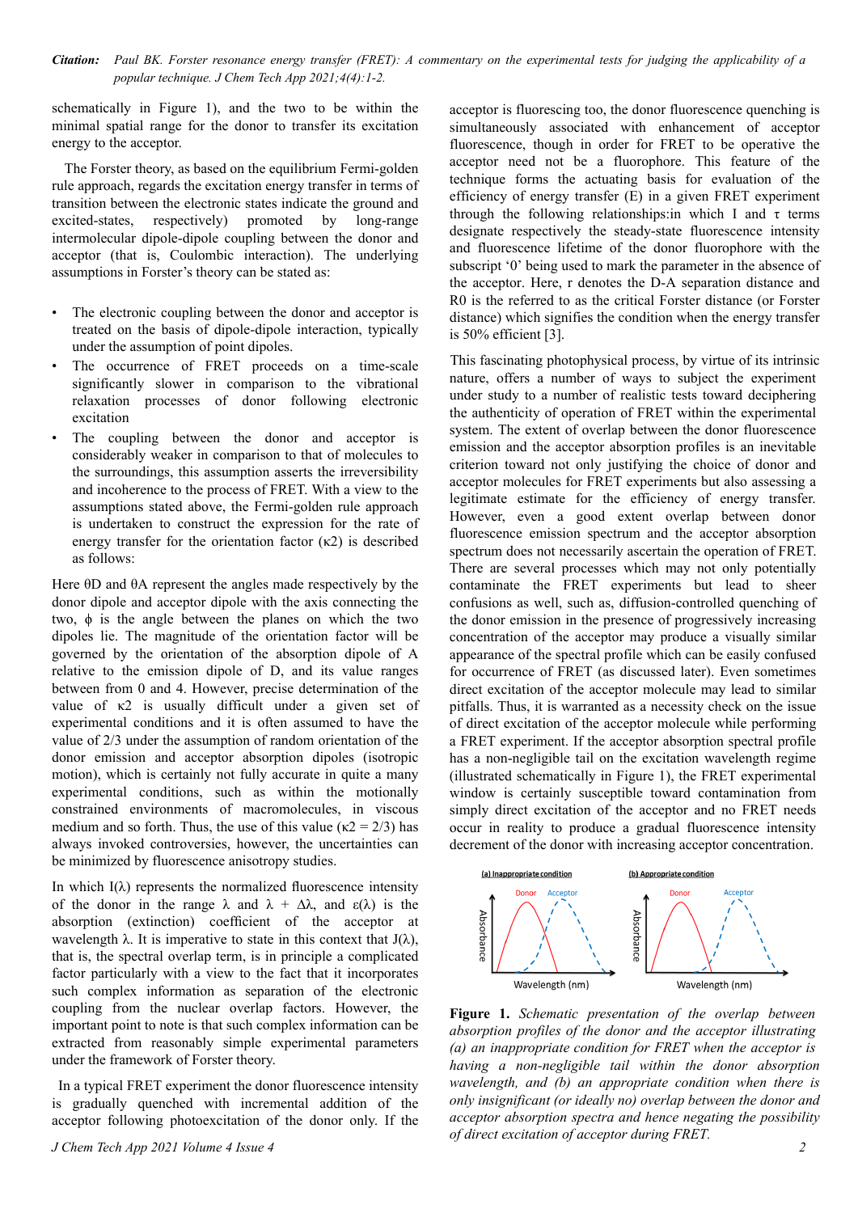schematically in Figure 1), and the two to be within the minimal spatial range for the donor to transfer its excitation energy to the acceptor.

The Forster theory, as based on the equilibrium Fermi-golden rule approach, regards the excitation energy transfer in terms of transition between the electronic states indicate the ground and excited-states, respectively) promoted by long-range intermolecular dipole-dipole coupling between the donor and acceptor (that is, Coulombic interaction). The underlying assumptions in Forster's theory can be stated as:

- The electronic coupling between the donor and acceptor is treated on the basis of dipole-dipole interaction, typically under the assumption of point dipoles.
- The occurrence of FRET proceeds on a time-scale significantly slower in comparison to the vibrational relaxation processes of donor following electronic excitation
- The coupling between the donor and acceptor is considerably weaker in comparison to that of molecules to the surroundings, this assumption asserts the irreversibility and incoherence to the process of FRET. With a view to the assumptions stated above, the Fermi-golden rule approach is undertaken to construct the expression for the rate of energy transfer for the orientation factor ($\kappa 2$) is described as follows:

Here $\theta D$ and $\theta A$ represent the angles made respectively by the donor dipole and acceptor dipole with the axis connecting the two, $\phi$ is the angle between the planes on which the two dipoles lie. The magnitude of the orientation factor will be governed by the orientation of the absorption dipole of A relative to the emission dipole of D, and its value ranges between from 0 and 4. However, precise determination of the value of $\kappa 2$ is usually difficult under a given set of experimental conditions and it is often assumed to have the value of 2/3 under the assumption of random orientation of the donor emission and acceptor absorption dipoles (isotropic motion), which is certainly not fully accurate in quite a many experimental conditions, such as within the motionally constrained environments of macromolecules, in viscous medium and so forth. Thus, the use of this value ($\kappa 2 = 2/3$) has always invoked controversies, however, the uncertainties can be minimized by fluorescence anisotropy studies.

In which $I(\lambda)$ represents the normalized fluorescence intensity of the donor in the range $\lambda$ and $\lambda + \Delta\lambda$, and $\varepsilon(\lambda)$ is the absorption (extinction) coefficient of the acceptor at wavelength $\lambda$. It is imperative to state in this context that $J(\lambda)$, that is, the spectral overlap term, is in principle a complicated factor particularly with a view to the fact that it incorporates such complex information as separation of the electronic coupling from the nuclear overlap factors. However, the important point to note is that such complex information can be extracted from reasonably simple experimental parameters under the framework of Forster theory.

In a typical FRET experiment the donor fluorescence intensity is gradually quenched with incremental addition of the acceptor following photoexcitation of the donor only. If the acceptor is fluorescing too, the donor fluorescence quenching is simultaneously associated with enhancement of acceptor fluorescence, though in order for FRET to be operative the acceptor need not be a fluorophore. This feature of the technique forms the actuating basis for evaluation of the efficiency of energy transfer (E) in a given FRET experiment through the following relationships:in which I and $\tau$ terms designate respectively the steady-state fluorescence intensity and fluorescence lifetime of the donor fluorophore with the subscript '0' being used to mark the parameter in the absence of the acceptor. Here, r denotes the D-A separation distance and R0 is the referred to as the critical Forster distance (or Forster distance) which signifies the condition when the energy transfer is 50% efficient [3].

This fascinating photophysical process, by virtue of its intrinsic nature, offers a number of ways to subject the experiment under study to a number of realistic tests toward deciphering the authenticity of operation of FRET within the experimental system. The extent of overlap between the donor fluorescence emission and the acceptor absorption profiles is an inevitable criterion toward not only justifying the choice of donor and acceptor molecules for FRET experiments but also assessing a legitimate estimate for the efficiency of energy transfer. However, even a good extent overlap between donor fluorescence emission spectrum and the acceptor absorption spectrum does not necessarily ascertain the operation of FRET. There are several processes which may not only potentially contaminate the FRET experiments but lead to sheer confusions as well, such as, diffusion-controlled quenching of the donor emission in the presence of progressively increasing concentration of the acceptor may produce a visually similar appearance of the spectral profile which can be easily confused for occurrence of FRET (as discussed later). Even sometimes direct excitation of the acceptor molecule may lead to similar pitfalls. Thus, it is warranted as a necessity check on the issue of direct excitation of the acceptor molecule while performing a FRET experiment. If the acceptor absorption spectral profile has a non-negligible tail on the excitation wavelength regime (illustrated schematically in Figure 1), the FRET experimental window is certainly susceptible toward contamination from simply direct excitation of the acceptor and no FRET needs occur in reality to produce a gradual fluorescence intensity decrement of the donor with increasing acceptor concentration.

**Figure 1.** *Schematic presentation of the overlap between absorption profiles of the donor and the acceptor illustrating (a) an inappropriate condition for FRET when the acceptor is having a non-negligible tail within the donor absorption wavelength, and (b) an appropriate condition when there is only insignificant (or ideally no) overlap between the donor and acceptor absorption spectra and hence negating the possibility of direct excitation of acceptor during FRET.*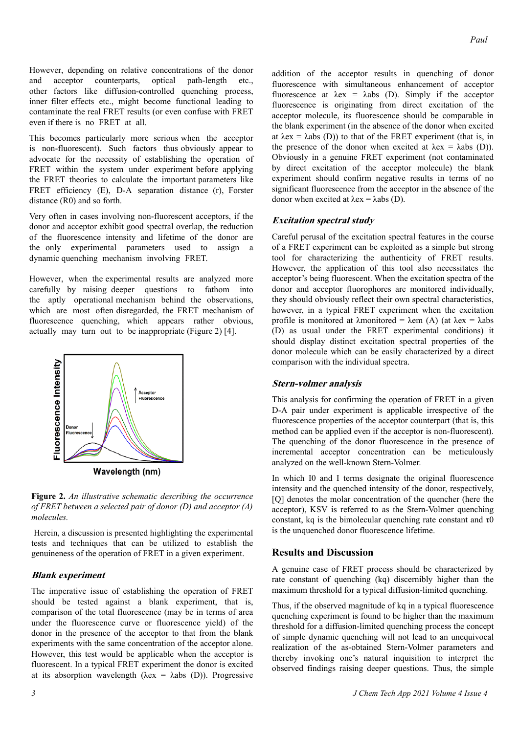However, depending on relative concentrations of the donor and acceptor counterparts, optical path-length etc., other factors like diffusion-controlled quenching process, inner filter effects etc., might become functional leading to contaminate the real FRET results (or even confuse with FRET even if there is no FRET at all.

This becomes particularly more serious when the acceptor is non-fluorescent). Such factors thus obviously appear to advocate for the necessity of establishing the operation of FRET within the system under experiment before applying the FRET theories to calculate the important parameters like FRET efficiency (E), D-A separation distance (r), Forster distance (R0) and so forth.

Very often in cases involving non-fluorescent acceptors, if the donor and acceptor exhibit good spectral overlap, the reduction of the fluorescence intensity and lifetime of the donor are the only experimental parameters used to assign a dynamic quenching mechanism involving FRET.

However, when the experimental results are analyzed more carefully by raising deeper questions to fathom into the aptly operational mechanism behind the observations, which are most often disregarded, the FRET mechanism of fluorescence quenching, which appears rather obvious, actually may turn out to be inappropriate (Figure 2) [4].

**Figure 2.** *An illustrative schematic describing the occurrence of FRET between a selected pair of donor (D) and acceptor (A) molecules.*

Herein, a discussion is presented highlighting the experimental tests and techniques that can be utilized to establish the genuineness of the operation of FRET in a given experiment.

### *Blank experiment*

The imperative issue of establishing the operation of FRET should be tested against a blank experiment, that is, comparison of the total fluorescence (may be in terms of area under the fluorescence curve or fluorescence yield) of the donor in the presence of the acceptor to that from the blank experiments with the same concentration of the acceptor alone. However, this test would be applicable when the acceptor is fluorescent. In a typical FRET experiment the donor is excited at its absorption wavelength ($\lambda ex = \lambda abs$ (D)). Progressive addition of the acceptor results in quenching of donor fluorescence with simultaneous enhancement of acceptor fluorescence at $\lambda ex = \lambda abs$ (D). Simply if the acceptor fluorescence is originating from direct excitation of the acceptor molecule, its fluorescence should be comparable in the blank experiment (in the absence of the donor when excited at $\lambda ex = \lambda abs$ (D)) to that of the FRET experiment (that is, in the presence of the donor when excited at $\lambda ex = \lambda abs$ (D)). Obviously in a genuine FRET experiment (not contaminated by direct excitation of the acceptor molecule) the blank experiment should confirm negative results in terms of no significant fluorescence from the acceptor in the absence of the donor when excited at $\lambda ex = \lambda abs$ (D).

### *Excitation spectral study*

Careful perusal of the excitation spectral features in the course of a FRET experiment can be exploited as a simple but strong tool for characterizing the authenticity of FRET results. However, the application of this tool also necessitates the acceptor's being fluorescent. When the excitation spectra of the donor and acceptor fluorophores are monitored individually, they should obviously reflect their own spectral characteristics, however, in a typical FRET experiment when the excitation profile is monitored at $\lambda monitored = \lambda em$ (A) (at $\lambda ex = \lambda abs$ (D) as usual under the FRET experimental conditions) it should display distinct excitation spectral properties of the donor molecule which can be easily characterized by a direct comparison with the individual spectra.

### *Stern-volmer analysis*

This analysis for confirming the operation of FRET in a given D-A pair under experiment is applicable irrespective of the fluorescence properties of the acceptor counterpart (that is, this method can be applied even if the acceptor is non-fluorescent). The quenching of the donor fluorescence in the presence of incremental acceptor concentration can be meticulously analyzed on the well-known Stern-Volmer.

In which I0 and I terms designate the original fluorescence intensity and the quenched intensity of the donor, respectively, [Q] denotes the molar concentration of the quencher (here the acceptor), KSV is referred to as the Stern-Volmer quenching constant, kq is the bimolecular quenching rate constant and $\tau 0$ is the unquenched donor fluorescence lifetime.

## Results and Discussion

A genuine case of FRET process should be characterized by rate constant of quenching (kq) discernibly higher than the maximum threshold for a typical diffusion-limited quenching.

Thus, if the observed magnitude of kq in a typical fluorescence quenching experiment is found to be higher than the maximum threshold for a diffusion-limited quenching process the concept of simple dynamic quenching will not lead to an unequivocal realization of the as-obtained Stern-Volmer parameters and thereby invoking one's natural inquisition to interpret the observed findings raising deeper questions. Thus, the simple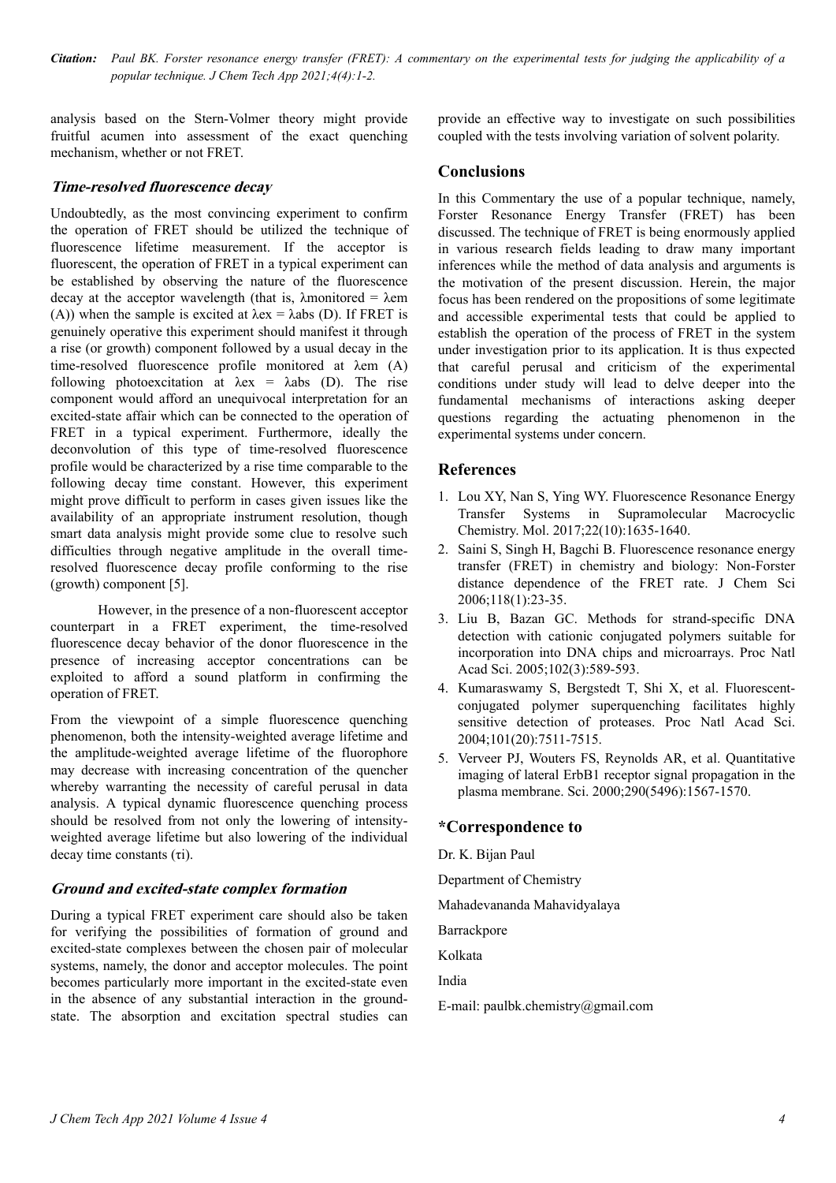analysis based on the Stern-Volmer theory might provide fruitful acumen into assessment of the exact quenching mechanism, whether or not FRET.

### *Time-resolved fluorescence decay*

Undoubtedly, as the most convincing experiment to confirm the operation of FRET should be utilized the technique of fluorescence lifetime measurement. If the acceptor is fluorescent, the operation of FRET in a typical experiment can be established by observing the nature of the fluorescence decay at the acceptor wavelength (that is, $\lambda_{monitored} = \lambda_{em}$ (A)) when the sample is excited at $\lambda_{ex} = \lambda_{abs}$ (D). If FRET is genuinely operative this experiment should manifest it through a rise (or growth) component followed by a usual decay in the time-resolved fluorescence profile monitored at $\lambda_{em}$ (A) following photoexcitation at $\lambda_{ex} = \lambda_{abs}$ (D). The rise component would afford an unequivocal interpretation for an excited-state affair which can be connected to the operation of FRET in a typical experiment. Furthermore, ideally the deconvolution of this type of time-resolved fluorescence profile would be characterized by a rise time comparable to the following decay time constant. However, this experiment might prove difficult to perform in cases given issues like the availability of an appropriate instrument resolution, though smart data analysis might provide some clue to resolve such difficulties through negative amplitude in the overall time-resolved fluorescence decay profile conforming to the rise (growth) component [5].

However, in the presence of a non-fluorescent acceptor counterpart in a FRET experiment, the time-resolved fluorescence decay behavior of the donor fluorescence in the presence of increasing acceptor concentrations can be exploited to afford a sound platform in confirming the operation of FRET.

From the viewpoint of a simple fluorescence quenching phenomenon, both the intensity-weighted average lifetime and the amplitude-weighted average lifetime of the fluorophore may decrease with increasing concentration of the quencher whereby warranting the necessity of careful perusal in data analysis. A typical dynamic fluorescence quenching process should be resolved from not only the lowering of intensity-weighted average lifetime but also lowering of the individual decay time constants ($\tau_i$).

### *Ground and excited-state complex formation*

During a typical FRET experiment care should also be taken for verifying the possibilities of formation of ground and excited-state complexes between the chosen pair of molecular systems, namely, the donor and acceptor molecules. The point becomes particularly more important in the excited-state even in the absence of any substantial interaction in the ground-state. The absorption and excitation spectral studies can provide an effective way to investigate on such possibilities coupled with the tests involving variation of solvent polarity.

## Conclusions

In this Commentary the use of a popular technique, namely, Forster Resonance Energy Transfer (FRET) has been discussed. The technique of FRET is being enormously applied in various research fields leading to draw many important inferences while the method of data analysis and arguments is the motivation of the present discussion. Herein, the major focus has been rendered on the propositions of some legitimate and accessible experimental tests that could be applied to establish the operation of the process of FRET in the system under investigation prior to its application. It is thus expected that careful perusal and criticism of the experimental conditions under study will lead to delve deeper into the fundamental mechanisms of interactions asking deeper questions regarding the actuating phenomenon in the experimental systems under concern.

## References

1. Lou XY, Nan S, Ying WY. Fluorescence Resonance Energy Transfer Systems in Supramolecular Macrocyclic Chemistry. Mol. 2017;22(10):1635-1640.
2. Saini S, Singh H, Bagchi B. Fluorescence resonance energy transfer (FRET) in chemistry and biology: Non-Forster distance dependence of the FRET rate. J Chem Sci 2006;118(1):23-35.
3. Liu B, Bazan GC. Methods for strand-specific DNA detection with cationic conjugated polymers suitable for incorporation into DNA chips and microarrays. Proc Natl Acad Sci. 2005;102(3):589-593.
4. Kumaraswamy S, Bergstedt T, Shi X, et al. Fluorescent-conjugated polymer superquenching facilitates highly sensitive detection of proteases. Proc Natl Acad Sci. 2004;101(20):7511-7515.
5. Verveer PJ, Wouters FS, Reynolds AR, et al. Quantitative imaging of lateral ErbB1 receptor signal propagation in the plasma membrane. Sci. 2000;290(5496):1567-1570.

## *Correspondence to

Dr. K. Bijan Paul

Department of Chemistry

Mahadevananda Mahavidyalaya

Barrackpore

Kolkata

India

E-mail: paulbk.chemistry@gmail.com